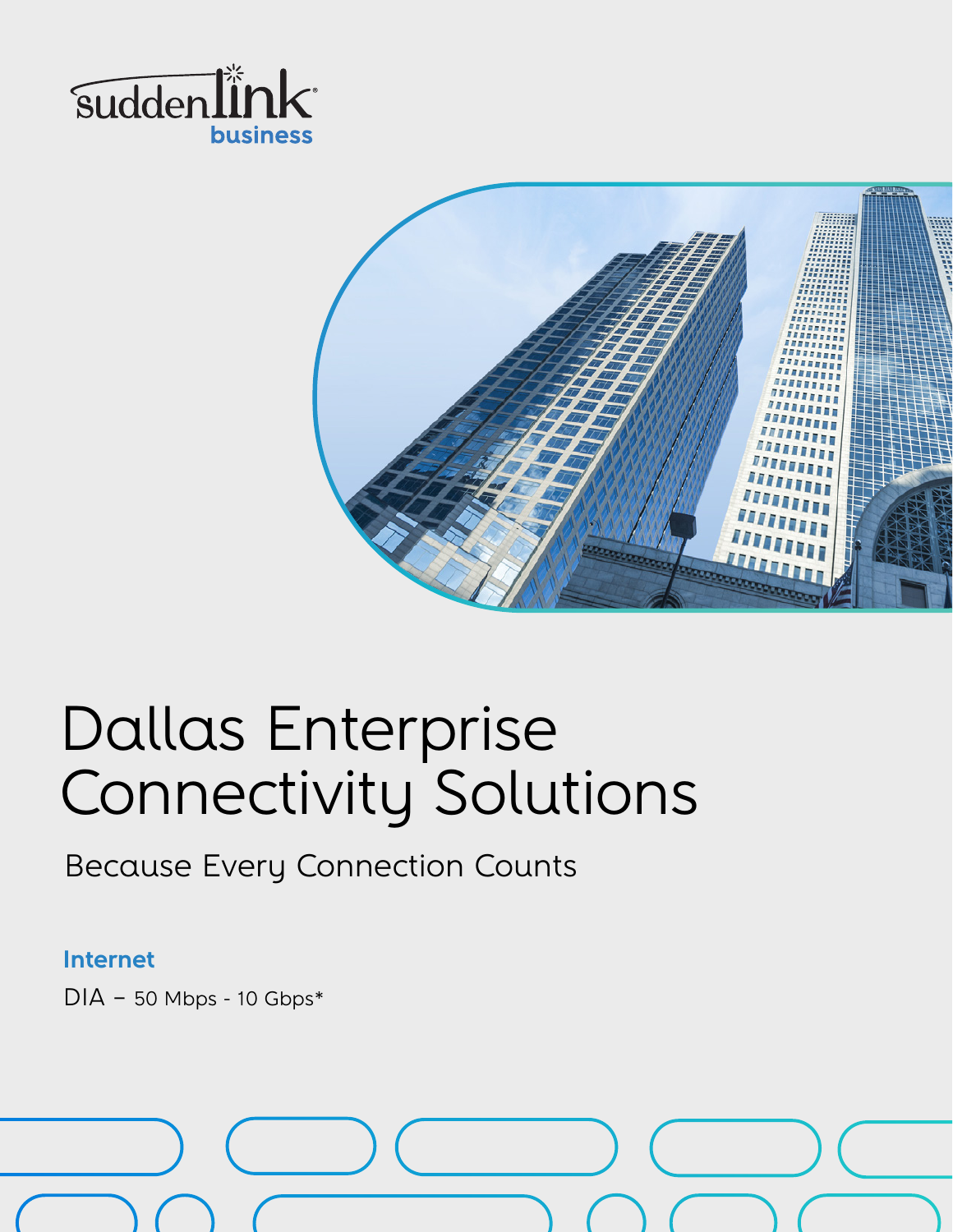suddenlink business

# Dallas Enterprise Connectivity Solutions

Because Every Connection Counts

**Internet**

DIA – 50 Mbps - 10 Gbps*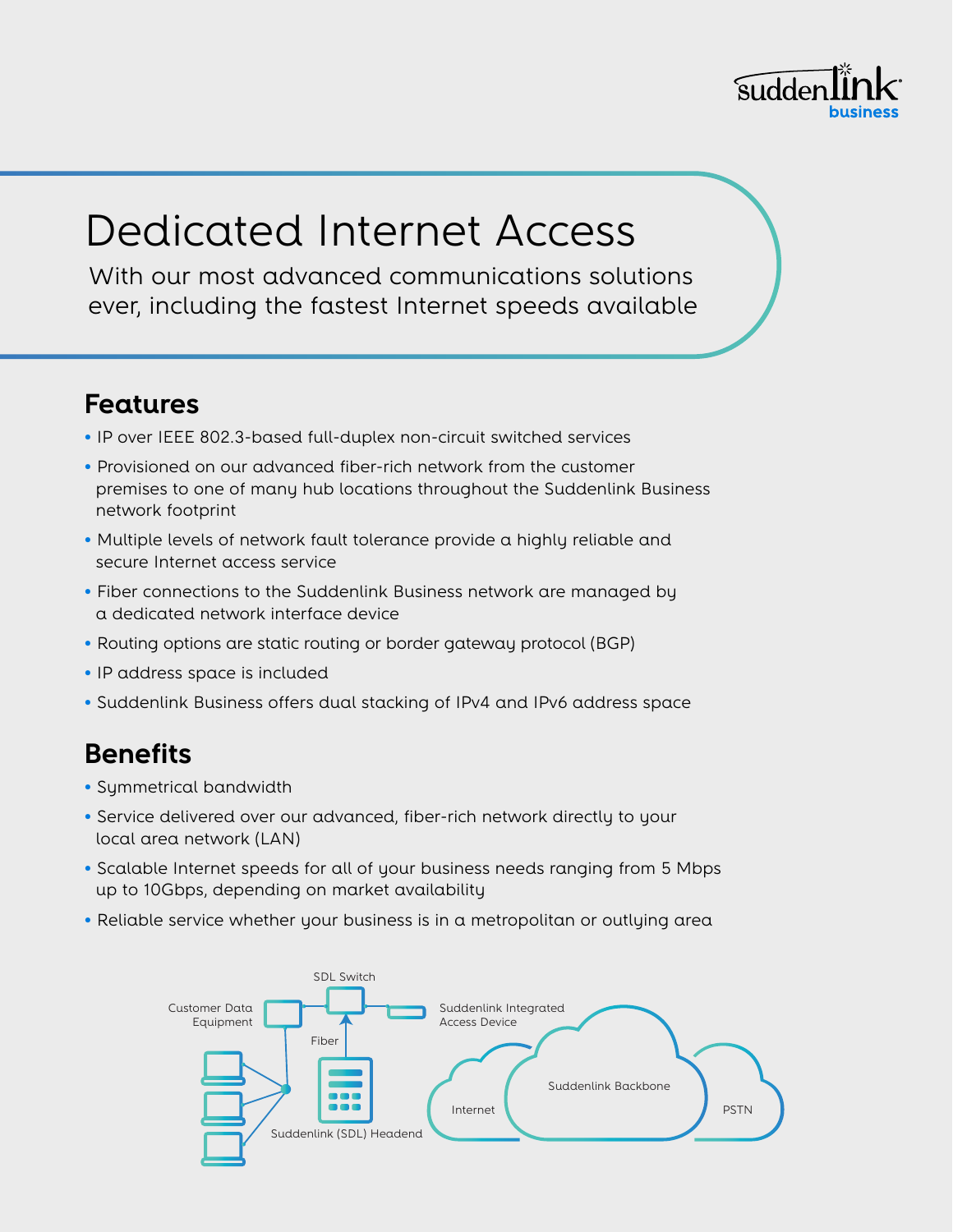# Dedicated Internet Access

With our most advanced communications solutions ever, including the fastest Internet speeds available

## Features

- IP over IEEE 802.3-based full-duplex non-circuit switched services
- Provisioned on our advanced fiber-rich network from the customer premises to one of many hub locations throughout the Suddenlink Business network footprint
- Multiple levels of network fault tolerance provide a highly reliable and secure Internet access service
- Fiber connections to the Suddenlink Business network are managed by a dedicated network interface device
- Routing options are static routing or border gateway protocol (BGP)
- IP address space is included
- Suddenlink Business offers dual stacking of IPv4 and IPv6 address space

## Benefits

- Symmetrical bandwidth
- Service delivered over our advanced, fiber-rich network directly to your local area network (LAN)
- Scalable Internet speeds for all of your business needs ranging from 5 Mbps up to 10Gbps, depending on market availability
- Reliable service whether your business is in a metropolitan or outlying area

SDL Switch

Customer Data Equipment

Suddenlink Integrated Access Device

Fiber

Suddenlink Backbone

Internet

PSTN

Suddenlink (SDL) Headend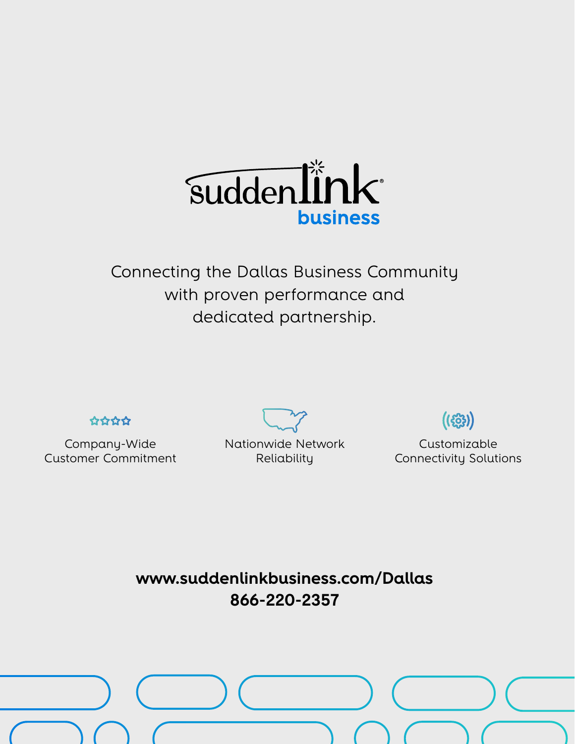suddenlink
business

Connecting the Dallas Business Community with proven performance and dedicated partnership.

Company-Wide Customer Commitment

Nationwide Network Reliability

Customizable Connectivity Solutions

**www.suddenlinkbusiness.com/Dallas**
**866-220-2357**